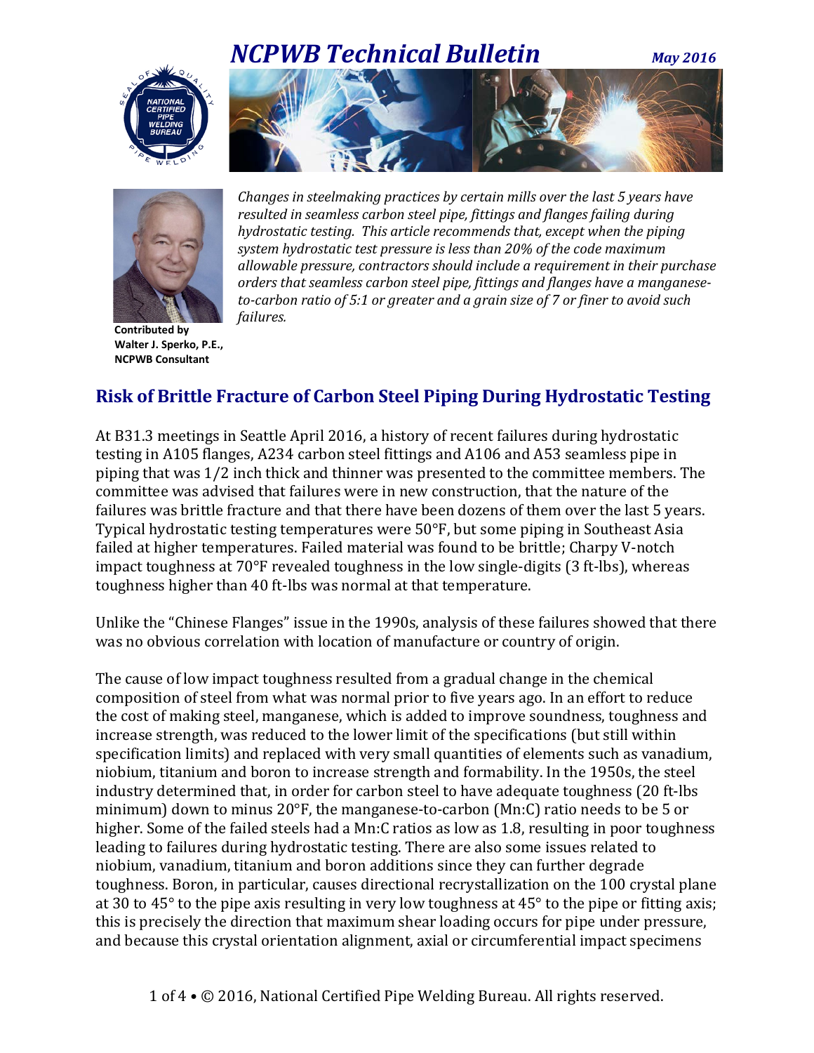# NCPWB Technical Bulletin

*May 2016*

*Changes in steelmaking practices by certain mills over the last 5 years have resulted in seamless carbon steel pipe, fittings and flanges failing during hydrostatic testing. This article recommends that, except when the piping system hydrostatic test pressure is less than 20% of the code maximum allowable pressure, contractors should include a requirement in their purchase orders that seamless carbon steel pipe, fittings and flanges have a manganese-to-carbon ratio of 5:1 or greater and a grain size of 7 or finer to avoid such failures.*

**Contributed by Walter J. Sperko, P.E., NCPWB Consultant**

## Risk of Brittle Fracture of Carbon Steel Piping During Hydrostatic Testing

At B31.3 meetings in Seattle April 2016, a history of recent failures during hydrostatic testing in A105 flanges, A234 carbon steel fittings and A106 and A53 seamless pipe in piping that was 1/2 inch thick and thinner was presented to the committee members. The committee was advised that failures were in new construction, that the nature of the failures was brittle fracture and that there have been dozens of them over the last 5 years. Typical hydrostatic testing temperatures were 50°F, but some piping in Southeast Asia failed at higher temperatures. Failed material was found to be brittle; Charpy V-notch impact toughness at 70°F revealed toughness in the low single-digits (3 ft-lbs), whereas toughness higher than 40 ft-lbs was normal at that temperature.

Unlike the "Chinese Flanges" issue in the 1990s, analysis of these failures showed that there was no obvious correlation with location of manufacture or country of origin.

The cause of low impact toughness resulted from a gradual change in the chemical composition of steel from what was normal prior to five years ago. In an effort to reduce the cost of making steel, manganese, which is added to improve soundness, toughness and increase strength, was reduced to the lower limit of the specifications (but still within specification limits) and replaced with very small quantities of elements such as vanadium, niobium, titanium and boron to increase strength and formability. In the 1950s, the steel industry determined that, in order for carbon steel to have adequate toughness (20 ft-lbs minimum) down to minus 20°F, the manganese-to-carbon (Mn:C) ratio needs to be 5 or higher. Some of the failed steels had a Mn:C ratios as low as 1.8, resulting in poor toughness leading to failures during hydrostatic testing. There are also some issues related to niobium, vanadium, titanium and boron additions since they can further degrade toughness. Boron, in particular, causes directional recrystallization on the 100 crystal plane at 30 to 45° to the pipe axis resulting in very low toughness at 45° to the pipe or fitting axis; this is precisely the direction that maximum shear loading occurs for pipe under pressure, and because this crystal orientation alignment, axial or circumferential impact specimens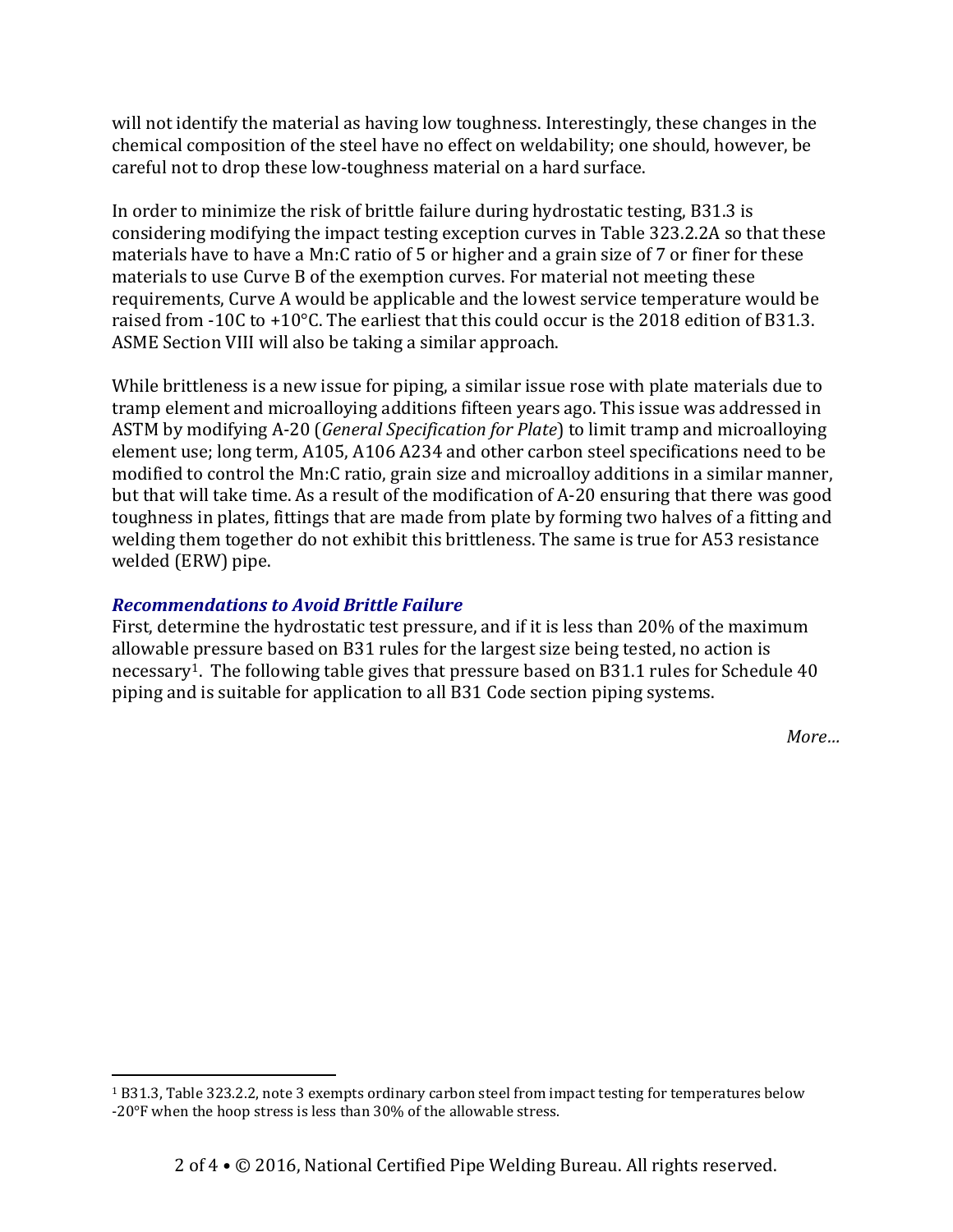will not identify the material as having low toughness. Interestingly, these changes in the chemical composition of the steel have no effect on weldability; one should, however, be careful not to drop these low-toughness material on a hard surface.

In order to minimize the risk of brittle failure during hydrostatic testing, B31.3 is considering modifying the impact testing exception curves in Table 323.2.2A so that these materials have to have a Mn:C ratio of 5 or higher and a grain size of 7 or finer for these materials to use Curve B of the exemption curves. For material not meeting these requirements, Curve A would be applicable and the lowest service temperature would be raised from -10C to +10°C. The earliest that this could occur is the 2018 edition of B31.3. ASME Section VIII will also be taking a similar approach.

While brittleness is a new issue for piping, a similar issue rose with plate materials due to tramp element and microalloying additions fifteen years ago. This issue was addressed in ASTM by modifying A-20 (*General Specification for Plate*) to limit tramp and microalloying element use; long term, A105, A106 A234 and other carbon steel specifications need to be modified to control the Mn:C ratio, grain size and microalloy additions in a similar manner, but that will take time. As a result of the modification of A-20 ensuring that there was good toughness in plates, fittings that are made from plate by forming two halves of a fitting and welding them together do not exhibit this brittleness. The same is true for A53 resistance welded (ERW) pipe.

### *Recommendations to Avoid Brittle Failure*

First, determine the hydrostatic test pressure, and if it is less than 20% of the maximum allowable pressure based on B31 rules for the largest size being tested, no action is necessary[1]. The following table gives that pressure based on B31.1 rules for Schedule 40 piping and is suitable for application to all B31 Code section piping systems.

*More…*

[1] B31.3, Table 323.2.2, note 3 exempts ordinary carbon steel from impact testing for temperatures below -20°F when the hoop stress is less than 30% of the allowable stress.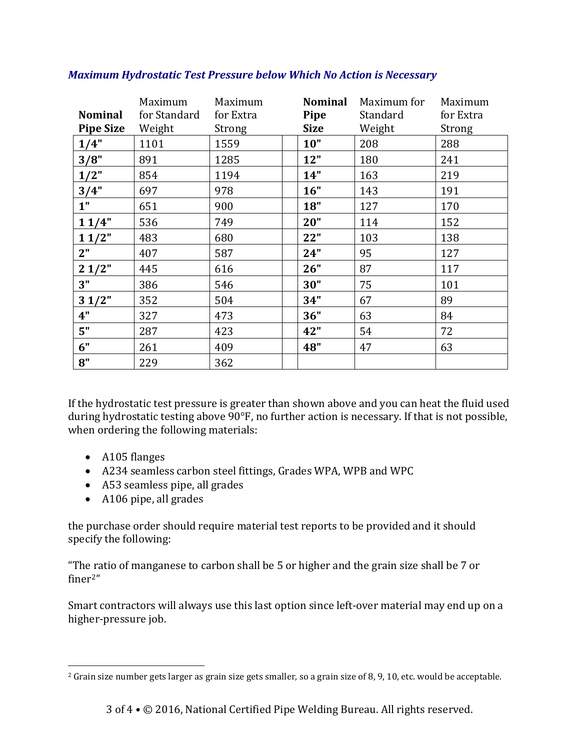***Maximum Hydrostatic Test Pressure below Which No Action is Necessary***

| Nominal Pipe Size | Maximum for Standard Weight | Maximum for Extra Strong | | Nominal Pipe Size | Maximum for Standard Weight | Maximum for Extra Strong |
|---|---|---|---|---|---|---|
| **1/4"** | 1101 | 1559 | | **10"** | 208 | 288 |
| **3/8"** | 891 | 1285 | | **12"** | 180 | 241 |
| **1/2"** | 854 | 1194 | | **14"** | 163 | 219 |
| **3/4"** | 697 | 978 | | **16"** | 143 | 191 |
| **1"** | 651 | 900 | | **18"** | 127 | 170 |
| **1 1/4"** | 536 | 749 | | **20"** | 114 | 152 |
| **1 1/2"** | 483 | 680 | | **22"** | 103 | 138 |
| **2"** | 407 | 587 | | **24"** | 95 | 127 |
| **2 1/2"** | 445 | 616 | | **26"** | 87 | 117 |
| **3"** | 386 | 546 | | **30"** | 75 | 101 |
| **3 1/2"** | 352 | 504 | | **34"** | 67 | 89 |
| **4"** | 327 | 473 | | **36"** | 63 | 84 |
| **5"** | 287 | 423 | | **42"** | 54 | 72 |
| **6"** | 261 | 409 | | **48"** | 47 | 63 |
| **8"** | 229 | 362 | | | | |

If the hydrostatic test pressure is greater than shown above and you can heat the fluid used during hydrostatic testing above 90°F, no further action is necessary. If that is not possible, when ordering the following materials:

- A105 flanges
- A234 seamless carbon steel fittings, Grades WPA, WPB and WPC
- A53 seamless pipe, all grades
- A106 pipe, all grades

the purchase order should require material test reports to be provided and it should specify the following:

"The ratio of manganese to carbon shall be 5 or higher and the grain size shall be 7 or finer[2]"

Smart contractors will always use this last option since left-over material may end up on a higher-pressure job.

---

[2] Grain size number gets larger as grain size gets smaller, so a grain size of 8, 9, 10, etc. would be acceptable.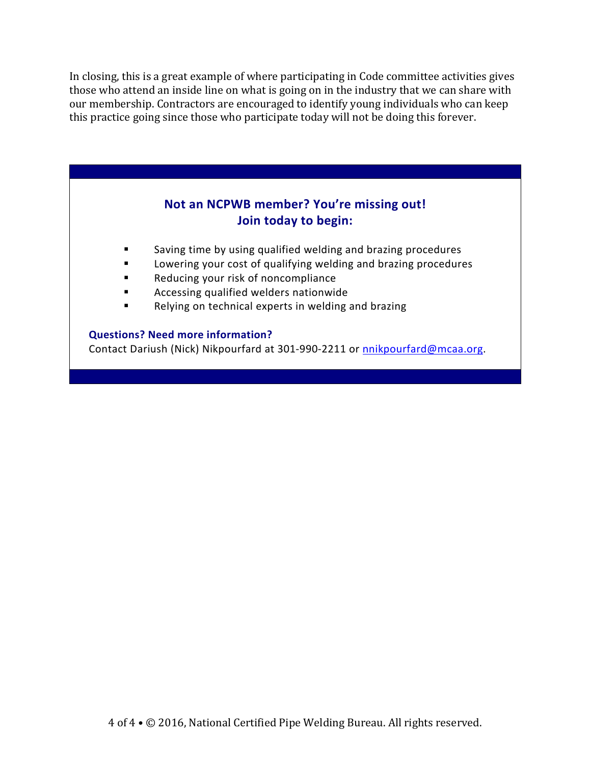In closing, this is a great example of where participating in Code committee activities gives those who attend an inside line on what is going on in the industry that we can share with our membership. Contractors are encouraged to identify young individuals who can keep this practice going since those who participate today will not be doing this forever.

---

**Not an NCPWB member? You're missing out!**
**Join today to begin:**

- Saving time by using qualified welding and brazing procedures
- Lowering your cost of qualifying welding and brazing procedures
- Reducing your risk of noncompliance
- Accessing qualified welders nationwide
- Relying on technical experts in welding and brazing

**Questions? Need more information?**
Contact Dariush (Nick) Nikpourfard at 301-990-2211 or nnikpourfard@mcaa.org.

---

© 2016, National Certified Pipe Welding Bureau. All rights reserved.